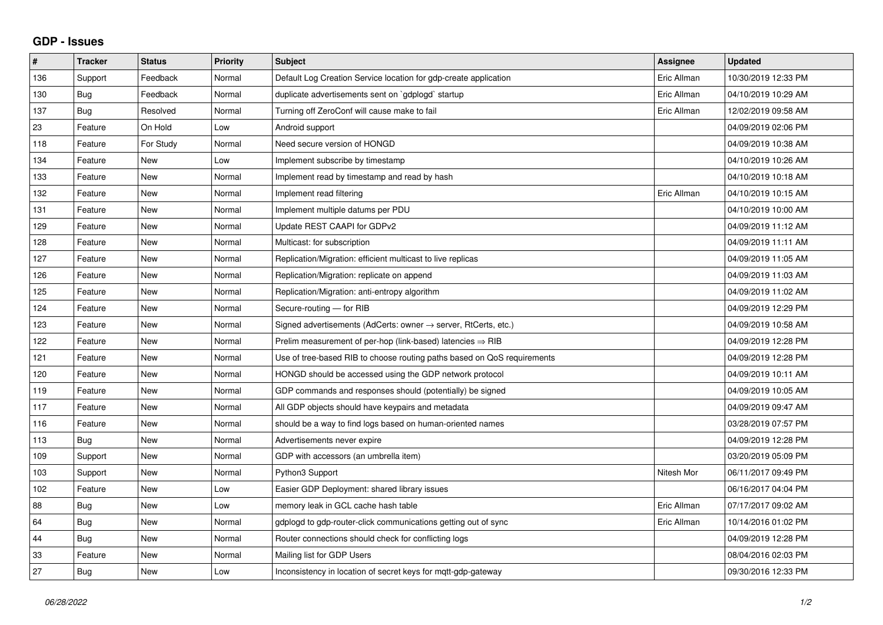# GDP - Issues

| # | Tracker | Status | Priority | Subject | Assignee | Updated |
|---|---|---|---|---|---|---|
| 136 | Support | Feedback | Normal | Default Log Creation Service location for gdp-create application | Eric Allman | 10/30/2019 12:33 PM |
| 130 | Bug | Feedback | Normal | duplicate advertisements sent on `gdplogd` startup | Eric Allman | 04/10/2019 10:29 AM |
| 137 | Bug | Resolved | Normal | Turning off ZeroConf will cause make to fail | Eric Allman | 12/02/2019 09:58 AM |
| 23 | Feature | On Hold | Low | Android support | | 04/09/2019 02:06 PM |
| 118 | Feature | For Study | Normal | Need secure version of HONGD | | 04/09/2019 10:38 AM |
| 134 | Feature | New | Low | Implement subscribe by timestamp | | 04/10/2019 10:26 AM |
| 133 | Feature | New | Normal | Implement read by timestamp and read by hash | | 04/10/2019 10:18 AM |
| 132 | Feature | New | Normal | Implement read filtering | Eric Allman | 04/10/2019 10:15 AM |
| 131 | Feature | New | Normal | Implement multiple datums per PDU | | 04/10/2019 10:00 AM |
| 129 | Feature | New | Normal | Update REST CAAPI for GDPv2 | | 04/09/2019 11:12 AM |
| 128 | Feature | New | Normal | Multicast: for subscription | | 04/09/2019 11:11 AM |
| 127 | Feature | New | Normal | Replication/Migration: efficient multicast to live replicas | | 04/09/2019 11:05 AM |
| 126 | Feature | New | Normal | Replication/Migration: replicate on append | | 04/09/2019 11:03 AM |
| 125 | Feature | New | Normal | Replication/Migration: anti-entropy algorithm | | 04/09/2019 11:02 AM |
| 124 | Feature | New | Normal | Secure-routing — for RIB | | 04/09/2019 12:29 PM |
| 123 | Feature | New | Normal | Signed advertisements (AdCerts: owner → server, RtCerts, etc.) | | 04/09/2019 10:58 AM |
| 122 | Feature | New | Normal | Prelim measurement of per-hop (link-based) latencies ⇒ RIB | | 04/09/2019 12:28 PM |
| 121 | Feature | New | Normal | Use of tree-based RIB to choose routing paths based on QoS requirements | | 04/09/2019 12:28 PM |
| 120 | Feature | New | Normal | HONGD should be accessed using the GDP network protocol | | 04/09/2019 10:11 AM |
| 119 | Feature | New | Normal | GDP commands and responses should (potentially) be signed | | 04/09/2019 10:05 AM |
| 117 | Feature | New | Normal | All GDP objects should have keypairs and metadata | | 04/09/2019 09:47 AM |
| 116 | Feature | New | Normal | should be a way to find logs based on human-oriented names | | 03/28/2019 07:57 PM |
| 113 | Bug | New | Normal | Advertisements never expire | | 04/09/2019 12:28 PM |
| 109 | Support | New | Normal | GDP with accessors (an umbrella item) | | 03/20/2019 05:09 PM |
| 103 | Support | New | Normal | Python3 Support | Nitesh Mor | 06/11/2017 09:49 PM |
| 102 | Feature | New | Low | Easier GDP Deployment: shared library issues | | 06/16/2017 04:04 PM |
| 88 | Bug | New | Low | memory leak in GCL cache hash table | Eric Allman | 07/17/2017 09:02 AM |
| 64 | Bug | New | Normal | gdplogd to gdp-router-click communications getting out of sync | Eric Allman | 10/14/2016 01:02 PM |
| 44 | Bug | New | Normal | Router connections should check for conflicting logs | | 04/09/2019 12:28 PM |
| 33 | Feature | New | Normal | Mailing list for GDP Users | | 08/04/2016 02:03 PM |
| 27 | Bug | New | Low | Inconsistency in location of secret keys for mqtt-gdp-gateway | | 09/30/2016 12:33 PM |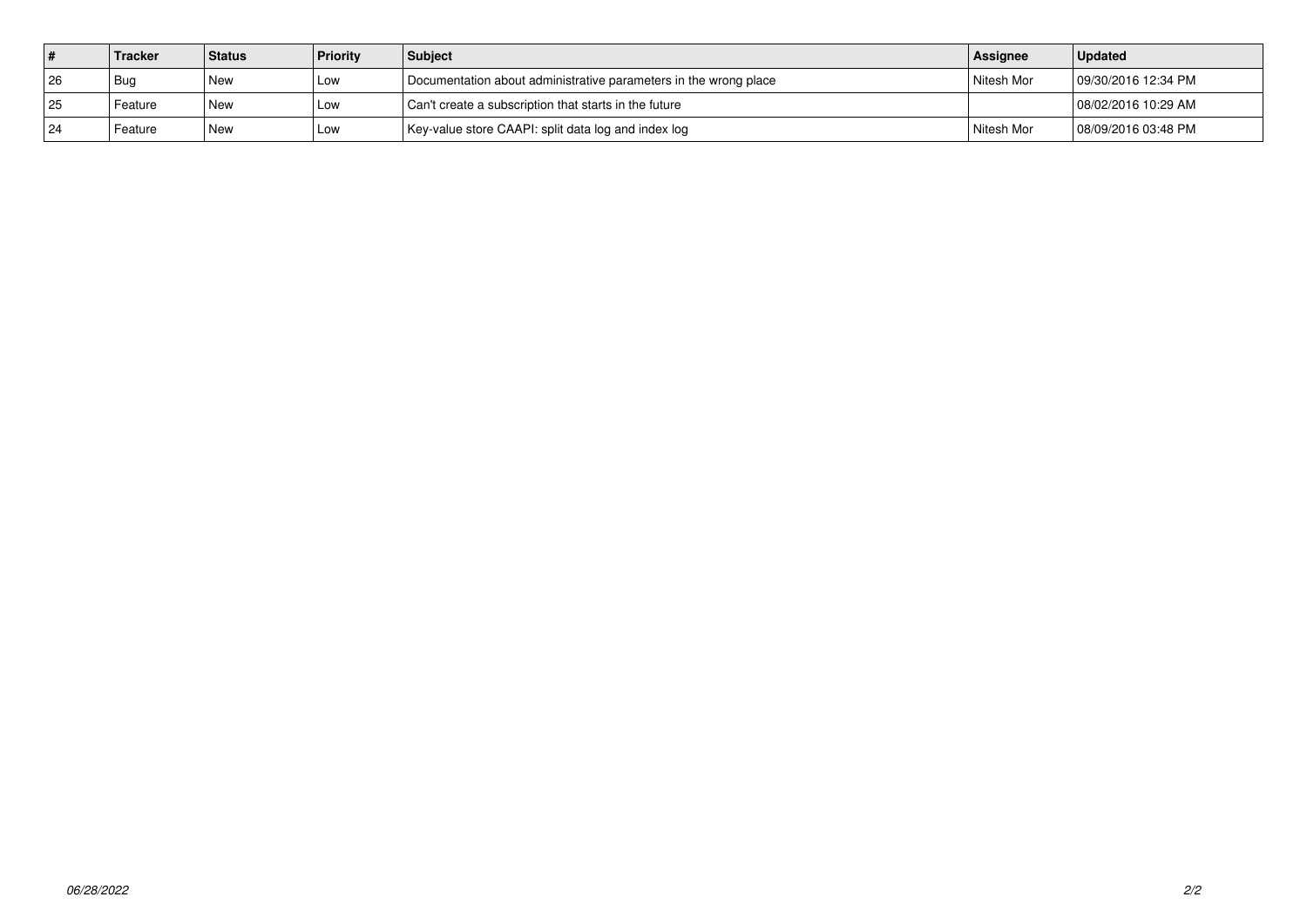| # | Tracker | Status | Priority | Subject | Assignee | Updated |
|---|---|---|---|---|---|---|
| 26 | Bug | New | Low | Documentation about administrative parameters in the wrong place | Nitesh Mor | 09/30/2016 12:34 PM |
| 25 | Feature | New | Low | Can't create a subscription that starts in the future | | 08/02/2016 10:29 AM |
| 24 | Feature | New | Low | Key-value store CAAPI: split data log and index log | Nitesh Mor | 08/09/2016 03:48 PM |